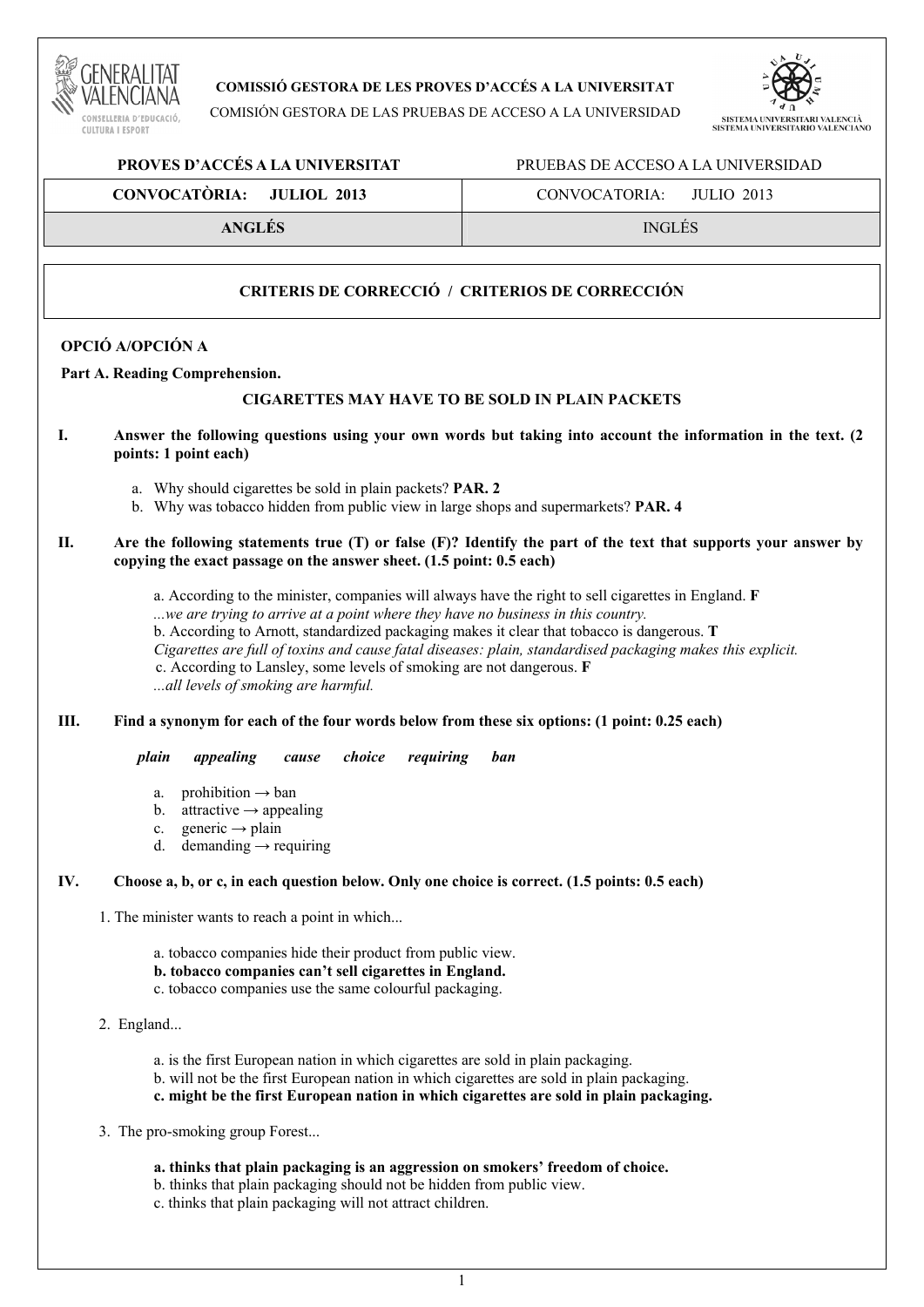**COMISSIÓ GESTORA DE LES PROVES D'ACCÉS A LA UNIVERSITAT**

COMISIÓN GESTORA DE LAS PRUEBAS DE ACCESO A LA UNIVERSIDAD

SISTEMA UNIVERSITARI VALENCIÀ
SISTEMA UNIVERSITARIO VALENCIANO

| **PROVES D'ACCÉS A LA UNIVERSITAT** | PRUEBAS DE ACCESO A LA UNIVERSIDAD |
| --- | --- |
| **CONVOCATÒRIA: JULIOL 2013** | CONVOCATORIA: JULIO 2013 |
| **ANGLÉS** | INGLÉS |

## CRITERIS DE CORRECCIÓ / CRITERIOS DE CORRECCIÓN

### OPCIÓ A/OPCIÓN A

**Part A. Reading Comprehension.**

**CIGARETTES MAY HAVE TO BE SOLD IN PLAIN PACKETS**

**I. Answer the following questions using your own words but taking into account the information in the text. (2 points: 1 point each)**

a. Why should cigarettes be sold in plain packets? **PAR. 2**
b. Why was tobacco hidden from public view in large shops and supermarkets? **PAR. 4**

**II. Are the following statements true (T) or false (F)? Identify the part of the text that supports your answer by copying the exact passage on the answer sheet. (1.5 point: 0.5 each)**

a. According to the minister, companies will always have the right to sell cigarettes in England. **F**
*...we are trying to arrive at a point where they have no business in this country.*
b. According to Arnott, standardized packaging makes it clear that tobacco is dangerous. **T**
*Cigarettes are full of toxins and cause fatal diseases: plain, standardised packaging makes this explicit.*
c. According to Lansley, some levels of smoking are not dangerous. **F**
*...all levels of smoking are harmful.*

**III. Find a synonym for each of the four words below from these six options: (1 point: 0.25 each)**

***plain appealing cause choice requiring ban***

a. prohibition → ban
b. attractive → appealing
c. generic → plain
d. demanding → requiring

**IV. Choose a, b, or c, in each question below. Only one choice is correct. (1.5 points: 0.5 each)**

1. The minister wants to reach a point in which...

   a. tobacco companies hide their product from public view.
   **b. tobacco companies can't sell cigarettes in England.**
   c. tobacco companies use the same colourful packaging.

2. England...

   a. is the first European nation in which cigarettes are sold in plain packaging.
   b. will not be the first European nation in which cigarettes are sold in plain packaging.
   **c. might be the first European nation in which cigarettes are sold in plain packaging.**

3. The pro-smoking group Forest...

   **a. thinks that plain packaging is an aggression on smokers' freedom of choice.**
   b. thinks that plain packaging should not be hidden from public view.
   c. thinks that plain packaging will not attract children.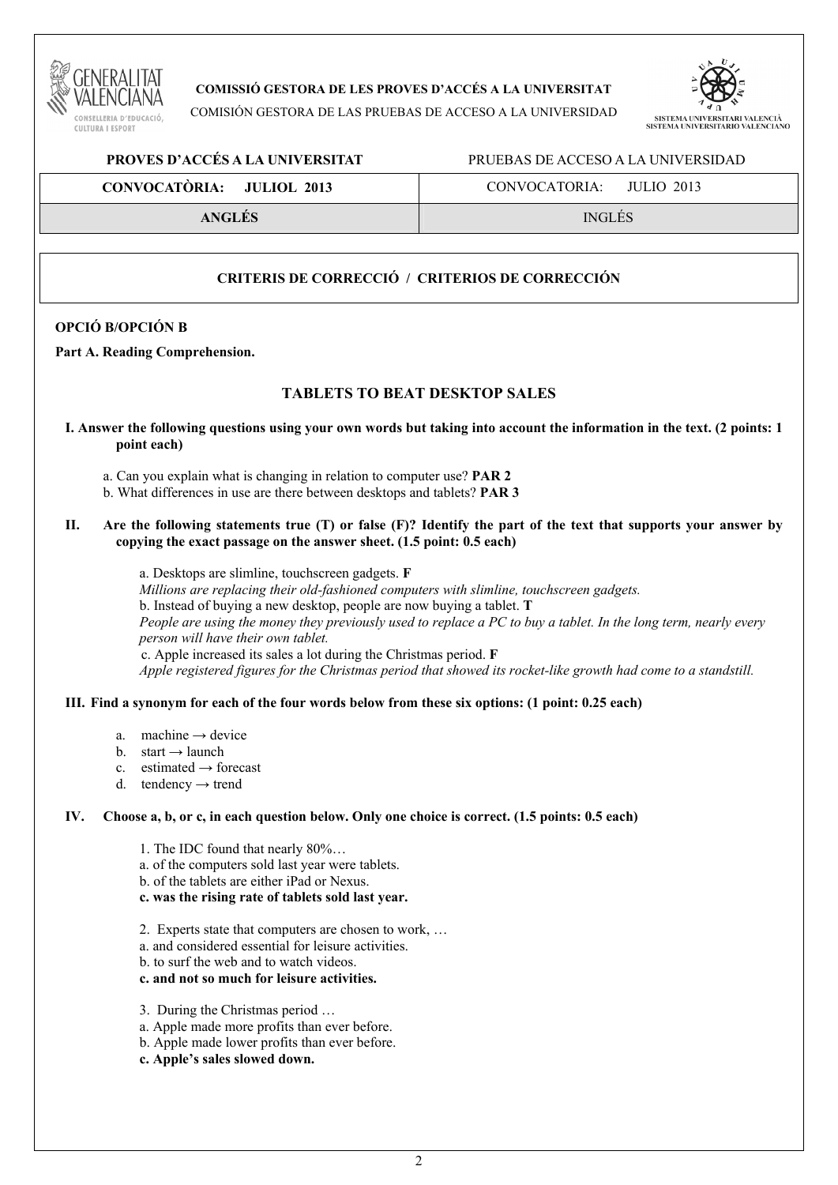**COMISSIÓ GESTORA DE LES PROVES D'ACCÉS A LA UNIVERSITAT**

COMISIÓN GESTORA DE LAS PRUEBAS DE ACCESO A LA UNIVERSIDAD

| **PROVES D'ACCÉS A LA UNIVERSITAT** | PRUEBAS DE ACCESO A LA UNIVERSIDAD |
|---|---|
| **CONVOCATÒRIA: JULIOL 2013** | CONVOCATORIA: JULIO 2013 |
| **ANGLÉS** | INGLÉS |

**CRITERIS DE CORRECCIÓ / CRITERIOS DE CORRECCIÓN**

**OPCIÓ B/OPCIÓN B**

**Part A. Reading Comprehension.**

## TABLETS TO BEAT DESKTOP SALES

**I. Answer the following questions using your own words but taking into account the information in the text. (2 points: 1 point each)**

a. Can you explain what is changing in relation to computer use? **PAR 2**
b. What differences in use are there between desktops and tablets? **PAR 3**

**II. Are the following statements true (T) or false (F)? Identify the part of the text that supports your answer by copying the exact passage on the answer sheet. (1.5 point: 0.5 each)**

a. Desktops are slimline, touchscreen gadgets. **F**
*Millions are replacing their old-fashioned computers with slimline, touchscreen gadgets.*
b. Instead of buying a new desktop, people are now buying a tablet. **T**
*People are using the money they previously used to replace a PC to buy a tablet. In the long term, nearly every person will have their own tablet.*
c. Apple increased its sales a lot during the Christmas period. **F**
*Apple registered figures for the Christmas period that showed its rocket-like growth had come to a standstill.*

**III. Find a synonym for each of the four words below from these six options: (1 point: 0.25 each)**

a. machine → device
b. start → launch
c. estimated → forecast
d. tendency → trend

**IV. Choose a, b, or c, in each question below. Only one choice is correct. (1.5 points: 0.5 each)**

1. The IDC found that nearly 80%…
a. of the computers sold last year were tablets.
b. of the tablets are either iPad or Nexus.
**c. was the rising rate of tablets sold last year.**

2. Experts state that computers are chosen to work, …
a. and considered essential for leisure activities.
b. to surf the web and to watch videos.
**c. and not so much for leisure activities.**

3. During the Christmas period …
a. Apple made more profits than ever before.
b. Apple made lower profits than ever before.
**c. Apple's sales slowed down.**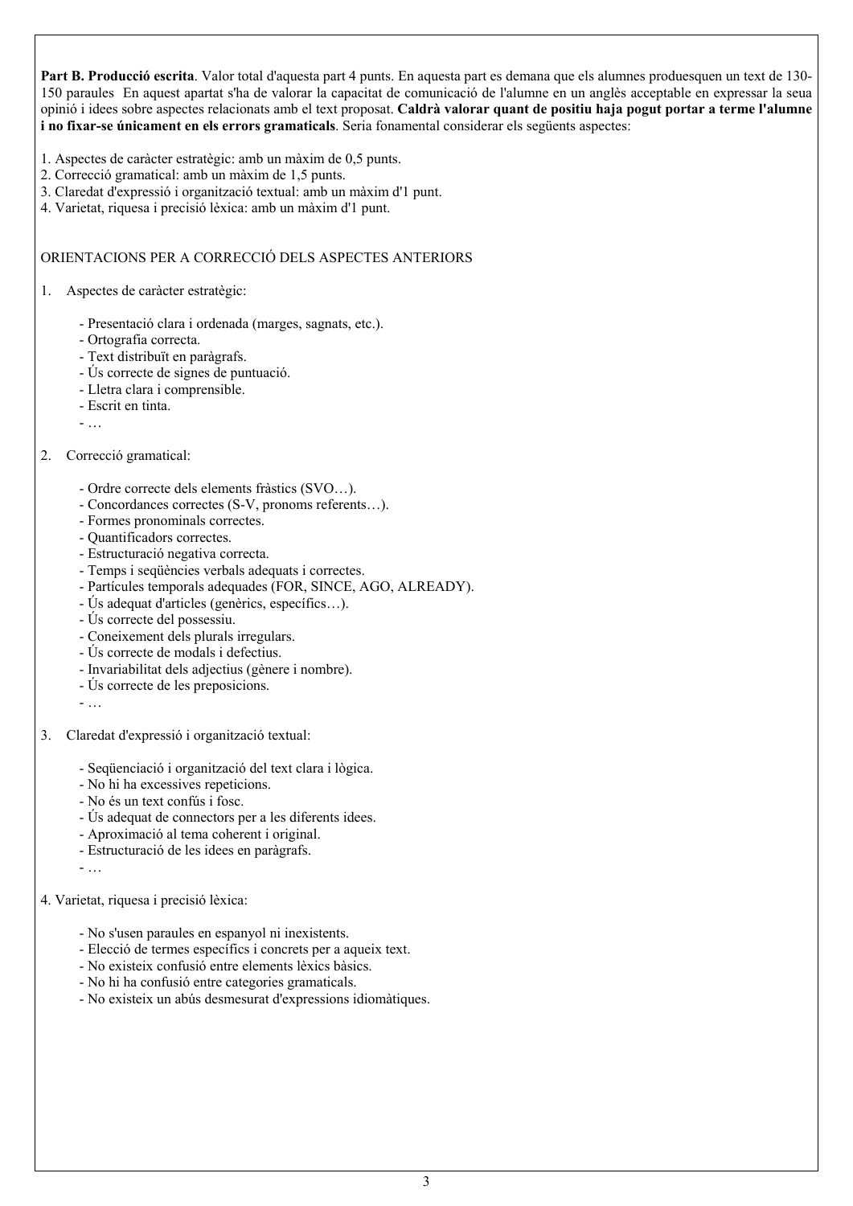**Part B. Producció escrita**. Valor total d'aquesta part 4 punts. En aquesta part es demana que els alumnes produesquen un text de 130-150 paraules En aquest apartat s'ha de valorar la capacitat de comunicació de l'alumne en un anglès acceptable en expressar la seua opinió i idees sobre aspectes relacionats amb el text proposat. **Caldrà valorar quant de positiu haja pogut portar a terme l'alumne i no fixar-se únicament en els errors gramaticals**. Seria fonamental considerar els següents aspectes:

1. Aspectes de caràcter estratègic: amb un màxim de 0,5 punts.
2. Correcció gramatical: amb un màxim de 1,5 punts.
3. Claredat d'expressió i organització textual: amb un màxim d'1 punt.
4. Varietat, riquesa i precisió lèxica: amb un màxim d'1 punt.

ORIENTACIONS PER A CORRECCIÓ DELS ASPECTES ANTERIORS

1. Aspectes de caràcter estratègic:

   - Presentació clara i ordenada (marges, sagnats, etc.).
   - Ortografia correcta.
   - Text distribuït en paràgrafs.
   - Ús correcte de signes de puntuació.
   - Lletra clara i comprensible.
   - Escrit en tinta.
   - …

2. Correcció gramatical:

   - Ordre correcte dels elements fràstics (SVO…).
   - Concordances correctes (S-V, pronoms referents…).
   - Formes pronominals correctes.
   - Quantificadors correctes.
   - Estructuració negativa correcta.
   - Temps i seqüències verbals adequats i correctes.
   - Partícules temporals adequades (FOR, SINCE, AGO, ALREADY).
   - Ús adequat d'articles (genèrics, específics…).
   - Ús correcte del possessiu.
   - Coneixement dels plurals irregulars.
   - Ús correcte de modals i defectius.
   - Invariabilitat dels adjectius (gènere i nombre).
   - Ús correcte de les preposicions.
   - …

3. Claredat d'expressió i organització textual:

   - Seqüenciació i organització del text clara i lògica.
   - No hi ha excessives repeticions.
   - No és un text confús i fosc.
   - Ús adequat de connectors per a les diferents idees.
   - Aproximació al tema coherent i original.
   - Estructuració de les idees en paràgrafs.
   - …

4. Varietat, riquesa i precisió lèxica:

   - No s'usen paraules en espanyol ni inexistents.
   - Elecció de termes específics i concrets per a aqueix text.
   - No existeix confusió entre elements lèxics bàsics.
   - No hi ha confusió entre categories gramaticals.
   - No existeix un abús desmesurat d'expressions idiomàtiques.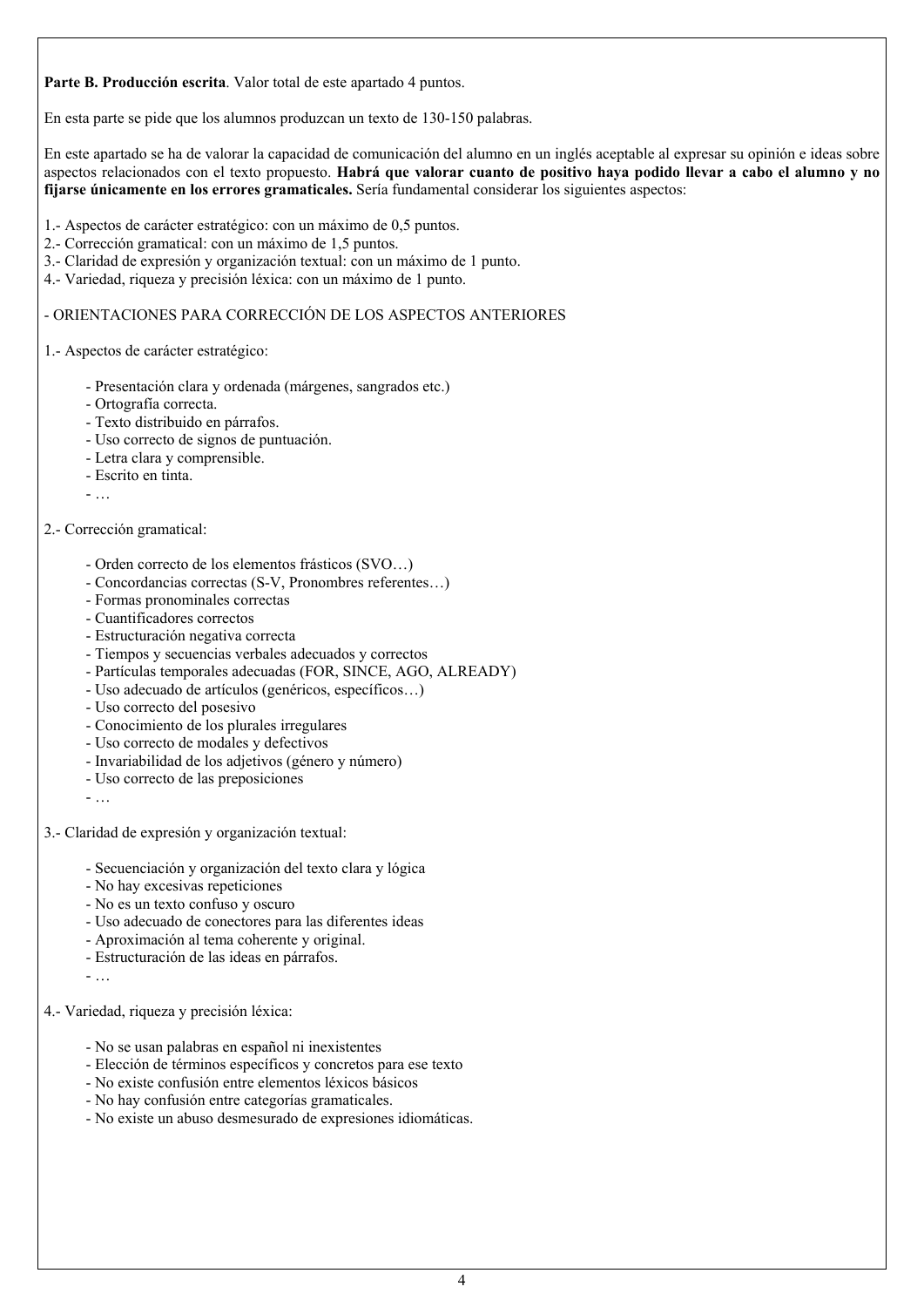**Parte B. Producción escrita**. Valor total de este apartado 4 puntos.

En esta parte se pide que los alumnos produzcan un texto de 130-150 palabras.

En este apartado se ha de valorar la capacidad de comunicación del alumno en un inglés aceptable al expresar su opinión e ideas sobre aspectos relacionados con el texto propuesto. **Habrá que valorar cuanto de positivo haya podido llevar a cabo el alumno y no fijarse únicamente en los errores gramaticales.** Sería fundamental considerar los siguientes aspectos:

1.- Aspectos de carácter estratégico: con un máximo de 0,5 puntos.
2.- Corrección gramatical: con un máximo de 1,5 puntos.
3.- Claridad de expresión y organización textual: con un máximo de 1 punto.
4.- Variedad, riqueza y precisión léxica: con un máximo de 1 punto.

- ORIENTACIONES PARA CORRECCIÓN DE LOS ASPECTOS ANTERIORES

1.- Aspectos de carácter estratégico:

- Presentación clara y ordenada (márgenes, sangrados etc.)
- Ortografía correcta.
- Texto distribuido en párrafos.
- Uso correcto de signos de puntuación.
- Letra clara y comprensible.
- Escrito en tinta.
- …

2.- Corrección gramatical:

- Orden correcto de los elementos frásticos (SVO…)
- Concordancias correctas (S-V, Pronombres referentes…)
- Formas pronominales correctas
- Cuantificadores correctos
- Estructuración negativa correcta
- Tiempos y secuencias verbales adecuados y correctos
- Partículas temporales adecuadas (FOR, SINCE, AGO, ALREADY)
- Uso adecuado de artículos (genéricos, específicos…)
- Uso correcto del posesivo
- Conocimiento de los plurales irregulares
- Uso correcto de modales y defectivos
- Invariabilidad de los adjetivos (género y número)
- Uso correcto de las preposiciones
- …

3.- Claridad de expresión y organización textual:

- Secuenciación y organización del texto clara y lógica
- No hay excesivas repeticiones
- No es un texto confuso y oscuro
- Uso adecuado de conectores para las diferentes ideas
- Aproximación al tema coherente y original.
- Estructuración de las ideas en párrafos.
- …

4.- Variedad, riqueza y precisión léxica:

- No se usan palabras en español ni inexistentes
- Elección de términos específicos y concretos para ese texto
- No existe confusión entre elementos léxicos básicos
- No hay confusión entre categorías gramaticales.
- No existe un abuso desmesurado de expresiones idiomáticas.